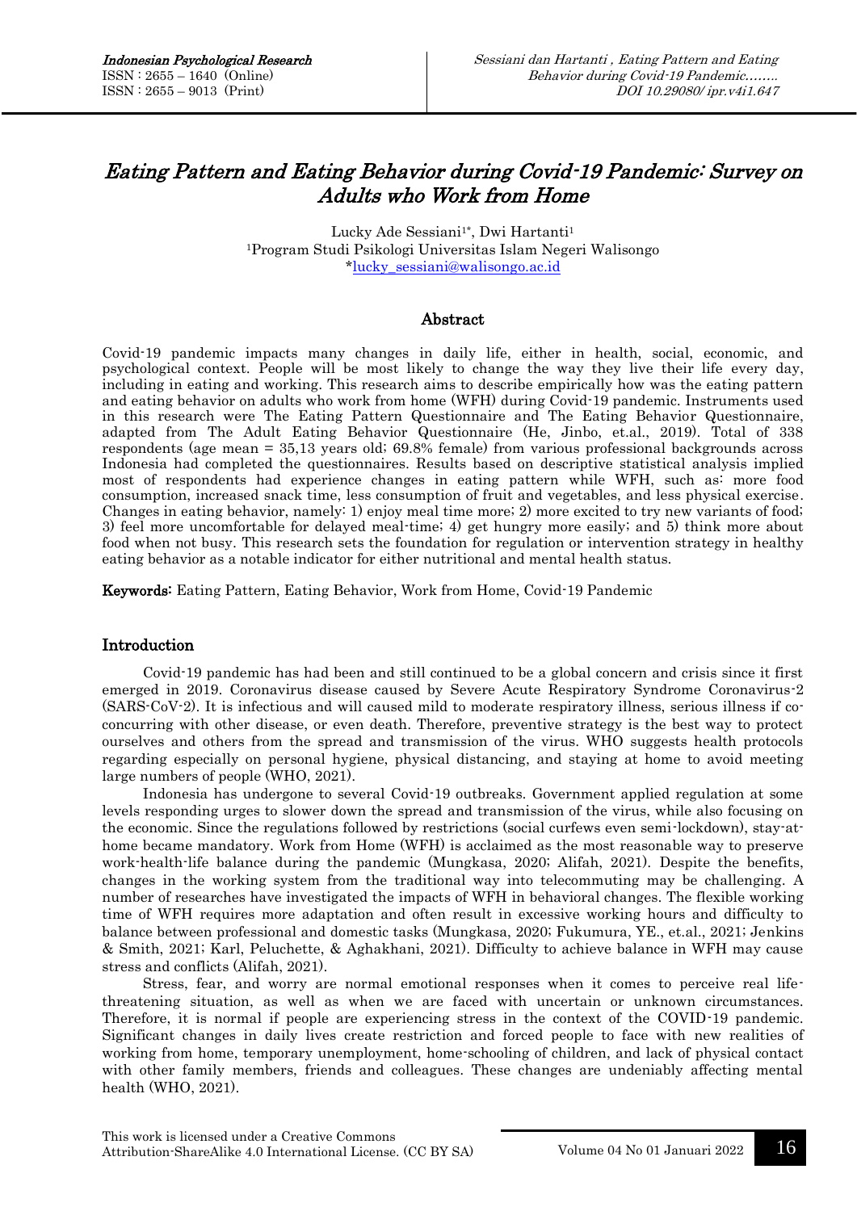# Eating Pattern and Eating Behavior during Covid-19 Pandemic: Survey on Adults who Work from Home

Lucky Ade Sessiani[1*], Dwi Hartanti[1]

[1]Program Studi Psikologi Universitas Islam Negeri Walisongo

*lucky_sessiani@walisongo.ac.id

## Abstract

Covid-19 pandemic impacts many changes in daily life, either in health, social, economic, and psychological context. People will be most likely to change the way they live their life every day, including in eating and working. This research aims to describe empirically how was the eating pattern and eating behavior on adults who work from home (WFH) during Covid-19 pandemic. Instruments used in this research were The Eating Pattern Questionnaire and The Eating Behavior Questionnaire, adapted from The Adult Eating Behavior Questionnaire (He, Jinbo, et.al., 2019). Total of 338 respondents (age mean = 35,13 years old; 69.8% female) from various professional backgrounds across Indonesia had completed the questionnaires. Results based on descriptive statistical analysis implied most of respondents had experience changes in eating pattern while WFH, such as: more food consumption, increased snack time, less consumption of fruit and vegetables, and less physical exercise. Changes in eating behavior, namely: 1) enjoy meal time more; 2) more excited to try new variants of food; 3) feel more uncomfortable for delayed meal-time; 4) get hungry more easily; and 5) think more about food when not busy. This research sets the foundation for regulation or intervention strategy in healthy eating behavior as a notable indicator for either nutritional and mental health status.

**Keywords:** Eating Pattern, Eating Behavior, Work from Home, Covid-19 Pandemic

## Introduction

Covid-19 pandemic has had been and still continued to be a global concern and crisis since it first emerged in 2019. Coronavirus disease caused by Severe Acute Respiratory Syndrome Coronavirus-2 (SARS-CoV-2). It is infectious and will caused mild to moderate respiratory illness, serious illness if co-concurring with other disease, or even death. Therefore, preventive strategy is the best way to protect ourselves and others from the spread and transmission of the virus. WHO suggests health protocols regarding especially on personal hygiene, physical distancing, and staying at home to avoid meeting large numbers of people (WHO, 2021).

Indonesia has undergone to several Covid-19 outbreaks. Government applied regulation at some levels responding urges to slower down the spread and transmission of the virus, while also focusing on the economic. Since the regulations followed by restrictions (social curfews even semi-lockdown), stay-at-home became mandatory. Work from Home (WFH) is acclaimed as the most reasonable way to preserve work-health-life balance during the pandemic (Mungkasa, 2020; Alifah, 2021). Despite the benefits, changes in the working system from the traditional way into telecommuting may be challenging. A number of researches have investigated the impacts of WFH in behavioral changes. The flexible working time of WFH requires more adaptation and often result in excessive working hours and difficulty to balance between professional and domestic tasks (Mungkasa, 2020; Fukumura, YE., et.al., 2021; Jenkins & Smith, 2021; Karl, Peluchette, & Aghakhani, 2021). Difficulty to achieve balance in WFH may cause stress and conflicts (Alifah, 2021).

Stress, fear, and worry are normal emotional responses when it comes to perceive real life-threatening situation, as well as when we are faced with uncertain or unknown circumstances. Therefore, it is normal if people are experiencing stress in the context of the COVID-19 pandemic. Significant changes in daily lives create restriction and forced people to face with new realities of working from home, temporary unemployment, home-schooling of children, and lack of physical contact with other family members, friends and colleagues. These changes are undeniably affecting mental health (WHO, 2021).

This work is licensed under a Creative Commons Attribution-ShareAlike 4.0 International License. (CC BY SA)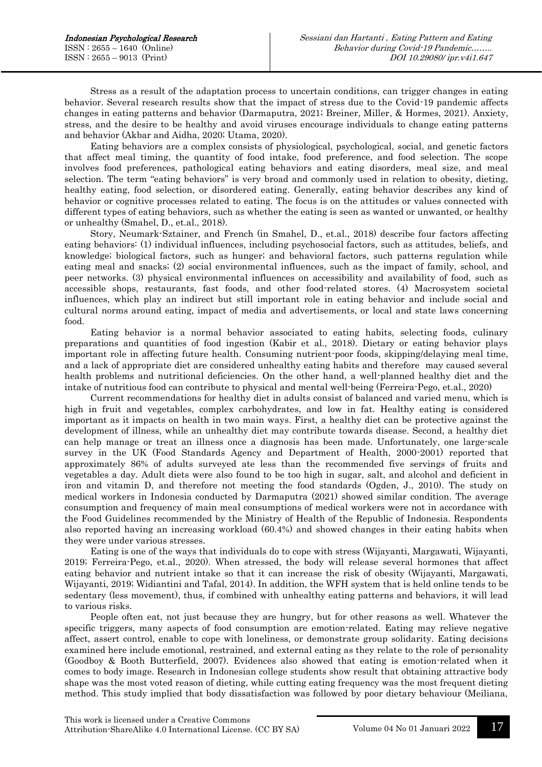Stress as a result of the adaptation process to uncertain conditions, can trigger changes in eating behavior. Several research results show that the impact of stress due to the Covid-19 pandemic affects changes in eating patterns and behavior (Darmaputra, 2021; Breiner, Miller, & Hormes, 2021). Anxiety, stress, and the desire to be healthy and avoid viruses encourage individuals to change eating patterns and behavior (Akbar and Aidha, 2020; Utama, 2020).

Eating behaviors are a complex consists of physiological, psychological, social, and genetic factors that affect meal timing, the quantity of food intake, food preference, and food selection. The scope involves food preferences, pathological eating behaviors and eating disorders, meal size, and meal selection. The term "eating behaviors" is very broad and commonly used in relation to obesity, dieting, healthy eating, food selection, or disordered eating. Generally, eating behavior describes any kind of behavior or cognitive processes related to eating. The focus is on the attitudes or values connected with different types of eating behaviors, such as whether the eating is seen as wanted or unwanted, or healthy or unhealthy (Smahel, D., et.al., 2018).

Story, Neumark-Sztainer, and French (in Smahel, D., et.al., 2018) describe four factors affecting eating behaviors: (1) individual influences, including psychosocial factors, such as attitudes, beliefs, and knowledge; biological factors, such as hunger; and behavioral factors, such patterns regulation while eating meal and snacks; (2) social environmental influences, such as the impact of family, school, and peer networks. (3) physical environmental influences on accessibility and availability of food, such as accessible shops, restaurants, fast foods, and other food-related stores. (4) Macrosystem societal influences, which play an indirect but still important role in eating behavior and include social and cultural norms around eating, impact of media and advertisements, or local and state laws concerning food.

Eating behavior is a normal behavior associated to eating habits, selecting foods, culinary preparations and quantities of food ingestion (Kabir et al., 2018). Dietary or eating behavior plays important role in affecting future health. Consuming nutrient-poor foods, skipping/delaying meal time, and a lack of appropriate diet are considered unhealthy eating habits and therefore may caused several health problems and nutritional deficiencies. On the other hand, a well-planned healthy diet and the intake of nutritious food can contribute to physical and mental well-being (Ferreira-Pego, et.al., 2020)

Current recommendations for healthy diet in adults consist of balanced and varied menu, which is high in fruit and vegetables, complex carbohydrates, and low in fat. Healthy eating is considered important as it impacts on health in two main ways. First, a healthy diet can be protective against the development of illness, while an unhealthy diet may contribute towards disease. Second, a healthy diet can help manage or treat an illness once a diagnosis has been made. Unfortunately, one large-scale survey in the UK (Food Standards Agency and Department of Health, 2000-2001) reported that approximately 86% of adults surveyed ate less than the recommended five servings of fruits and vegetables a day. Adult diets were also found to be too high in sugar, salt, and alcohol and deficient in iron and vitamin D, and therefore not meeting the food standards (Ogden, J., 2010). The study on medical workers in Indonesia conducted by Darmaputra (2021) showed similar condition. The average consumption and frequency of main meal consumptions of medical workers were not in accordance with the Food Guidelines recommended by the Ministry of Health of the Republic of Indonesia. Respondents also reported having an increasing workload (60.4%) and showed changes in their eating habits when they were under various stresses.

Eating is one of the ways that individuals do to cope with stress (Wijayanti, Margawati, Wijayanti, 2019; Ferreira-Pego, et.al., 2020). When stressed, the body will release several hormones that affect eating behavior and nutrient intake so that it can increase the risk of obesity (Wijayanti, Margawati, Wijayanti, 2019; Widiantini and Tafal, 2014). In addition, the WFH system that is held online tends to be sedentary (less movement), thus, if combined with unhealthy eating patterns and behaviors, it will lead to various risks.

People often eat, not just because they are hungry, but for other reasons as well. Whatever the specific triggers, many aspects of food consumption are emotion-related. Eating may relieve negative affect, assert control, enable to cope with loneliness, or demonstrate group solidarity. Eating decisions examined here include emotional, restrained, and external eating as they relate to the role of personality (Goodboy & Booth Butterfield, 2007). Evidences also showed that eating is emotion-related when it comes to body image. Research in Indonesian college students show result that obtaining attractive body shape was the most voted reason of dieting, while cutting eating frequency was the most frequent dieting method. This study implied that body dissatisfaction was followed by poor dietary behaviour (Meiliana,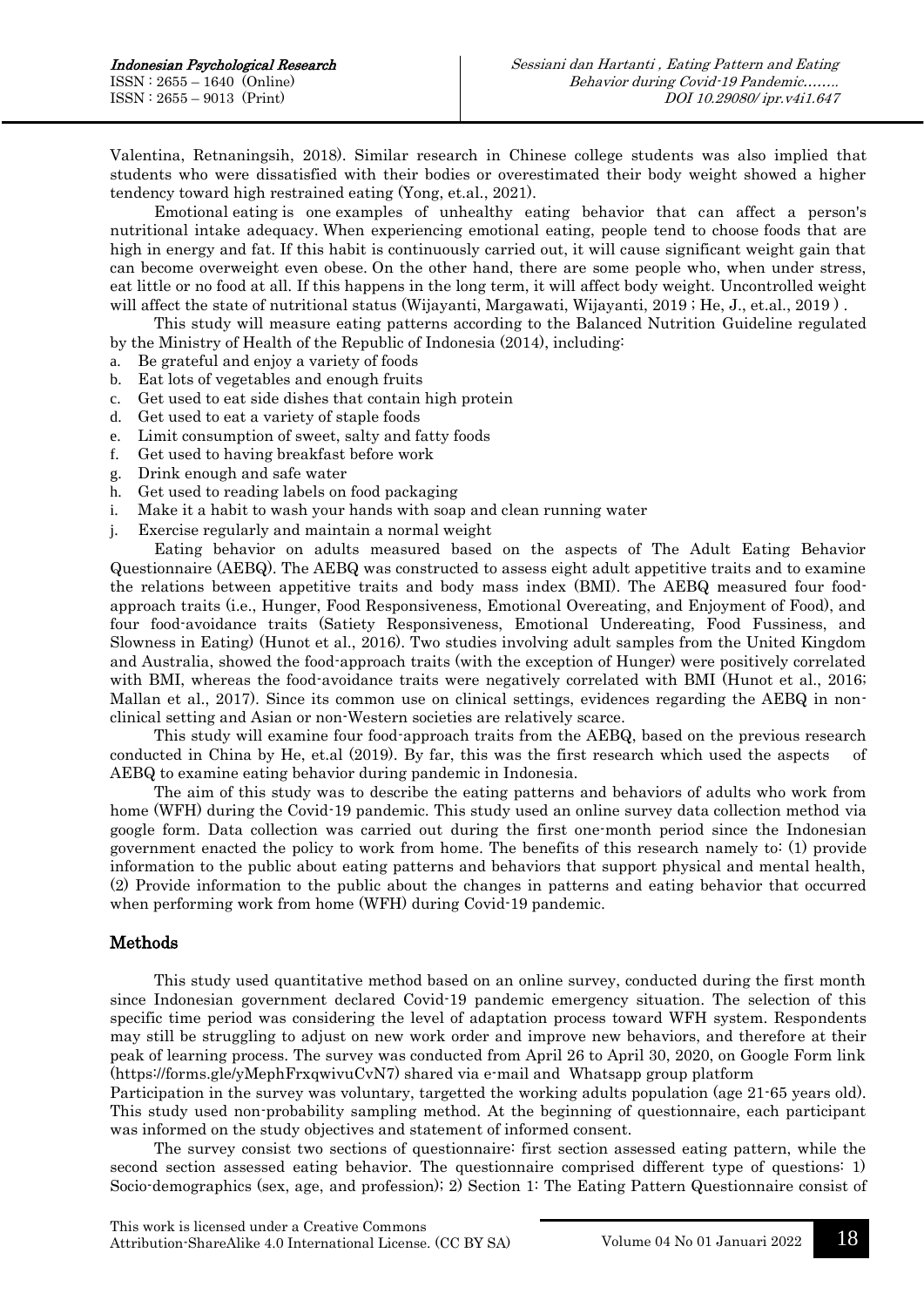Valentina, Retnaningsih, 2018). Similar research in Chinese college students was also implied that students who were dissatisfied with their bodies or overestimated their body weight showed a higher tendency toward high restrained eating (Yong, et.al., 2021).

Emotional eating is one examples of unhealthy eating behavior that can affect a person's nutritional intake adequacy. When experiencing emotional eating, people tend to choose foods that are high in energy and fat. If this habit is continuously carried out, it will cause significant weight gain that can become overweight even obese. On the other hand, there are some people who, when under stress, eat little or no food at all. If this happens in the long term, it will affect body weight. Uncontrolled weight will affect the state of nutritional status (Wijayanti, Margawati, Wijayanti, 2019 ; He, J., et.al., 2019 ) .

This study will measure eating patterns according to the Balanced Nutrition Guideline regulated by the Ministry of Health of the Republic of Indonesia (2014), including:

a. Be grateful and enjoy a variety of foods
b. Eat lots of vegetables and enough fruits
c. Get used to eat side dishes that contain high protein
d. Get used to eat a variety of staple foods
e. Limit consumption of sweet, salty and fatty foods
f. Get used to having breakfast before work
g. Drink enough and safe water
h. Get used to reading labels on food packaging
i. Make it a habit to wash your hands with soap and clean running water
j. Exercise regularly and maintain a normal weight

Eating behavior on adults measured based on the aspects of The Adult Eating Behavior Questionnaire (AEBQ). The AEBQ was constructed to assess eight adult appetitive traits and to examine the relations between appetitive traits and body mass index (BMI). The AEBQ measured four food-approach traits (i.e., Hunger, Food Responsiveness, Emotional Overeating, and Enjoyment of Food), and four food-avoidance traits (Satiety Responsiveness, Emotional Undereating, Food Fussiness, and Slowness in Eating) (Hunot et al., 2016). Two studies involving adult samples from the United Kingdom and Australia, showed the food-approach traits (with the exception of Hunger) were positively correlated with BMI, whereas the food-avoidance traits were negatively correlated with BMI (Hunot et al., 2016; Mallan et al., 2017). Since its common use on clinical settings, evidences regarding the AEBQ in non-clinical setting and Asian or non-Western societies are relatively scarce.

This study will examine four food-approach traits from the AEBQ, based on the previous research conducted in China by He, et.al (2019). By far, this was the first research which used the aspects of AEBQ to examine eating behavior during pandemic in Indonesia.

The aim of this study was to describe the eating patterns and behaviors of adults who work from home (WFH) during the Covid-19 pandemic. This study used an online survey data collection method via google form. Data collection was carried out during the first one-month period since the Indonesian government enacted the policy to work from home. The benefits of this research namely to: (1) provide information to the public about eating patterns and behaviors that support physical and mental health, (2) Provide information to the public about the changes in patterns and eating behavior that occurred when performing work from home (WFH) during Covid-19 pandemic.

## Methods

This study used quantitative method based on an online survey, conducted during the first month since Indonesian government declared Covid-19 pandemic emergency situation. The selection of this specific time period was considering the level of adaptation process toward WFH system. Respondents may still be struggling to adjust on new work order and improve new behaviors, and therefore at their peak of learning process. The survey was conducted from April 26 to April 30, 2020, on Google Form link (https://forms.gle/yMephFrxqwivuCvN7) shared via e-mail and Whatsapp group platform

Participation in the survey was voluntary, targetted the working adults population (age 21-65 years old). This study used non-probability sampling method. At the beginning of questionnaire, each participant was informed on the study objectives and statement of informed consent.

The survey consist two sections of questionnaire: first section assessed eating pattern, while the second section assessed eating behavior. The questionnaire comprised different type of questions: 1) Socio-demographics (sex, age, and profession); 2) Section 1: The Eating Pattern Questionnaire consist of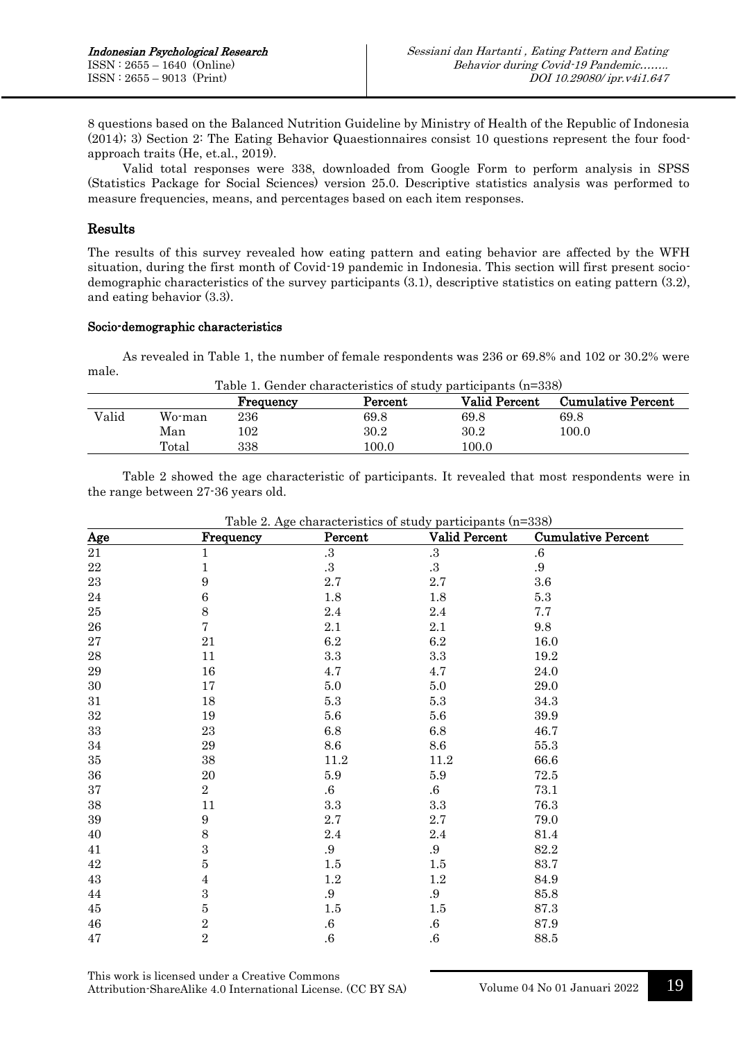8 questions based on the Balanced Nutrition Guideline by Ministry of Health of the Republic of Indonesia (2014); 3) Section 2: The Eating Behavior Quaestionnaires consist 10 questions represent the four food-approach traits (He, et.al., 2019).

Valid total responses were 338, downloaded from Google Form to perform analysis in SPSS (Statistics Package for Social Sciences) version 25.0. Descriptive statistics analysis was performed to measure frequencies, means, and percentages based on each item responses.

## Results

The results of this survey revealed how eating pattern and eating behavior are affected by the WFH situation, during the first month of Covid-19 pandemic in Indonesia. This section will first present socio-demographic characteristics of the survey participants (3.1), descriptive statistics on eating pattern (3.2), and eating behavior (3.3).

### Socio-demographic characteristics

As revealed in Table 1, the number of female respondents was 236 or 69.8% and 102 or 30.2% were male.

Table 1. Gender characteristics of study participants (n=338)

| | | Frequency | Percent | Valid Percent | Cumulative Percent |
|---|---|---|---|---|---|
| Valid | Wo-man | 236 | 69.8 | 69.8 | 69.8 |
| | Man | 102 | 30.2 | 30.2 | 100.0 |
| | Total | 338 | 100.0 | 100.0 | |

Table 2 showed the age characteristic of participants. It revealed that most respondents were in the range between 27-36 years old.

Table 2. Age characteristics of study participants (n=338)

| Age | Frequency | Percent | Valid Percent | Cumulative Percent |
|---|---|---|---|---|
| 21 | 1 | .3 | .3 | .6 |
| 22 | 1 | .3 | .3 | .9 |
| 23 | 9 | 2.7 | 2.7 | 3.6 |
| 24 | 6 | 1.8 | 1.8 | 5.3 |
| 25 | 8 | 2.4 | 2.4 | 7.7 |
| 26 | 7 | 2.1 | 2.1 | 9.8 |
| 27 | 21 | 6.2 | 6.2 | 16.0 |
| 28 | 11 | 3.3 | 3.3 | 19.2 |
| 29 | 16 | 4.7 | 4.7 | 24.0 |
| 30 | 17 | 5.0 | 5.0 | 29.0 |
| 31 | 18 | 5.3 | 5.3 | 34.3 |
| 32 | 19 | 5.6 | 5.6 | 39.9 |
| 33 | 23 | 6.8 | 6.8 | 46.7 |
| 34 | 29 | 8.6 | 8.6 | 55.3 |
| 35 | 38 | 11.2 | 11.2 | 66.6 |
| 36 | 20 | 5.9 | 5.9 | 72.5 |
| 37 | 2 | .6 | .6 | 73.1 |
| 38 | 11 | 3.3 | 3.3 | 76.3 |
| 39 | 9 | 2.7 | 2.7 | 79.0 |
| 40 | 8 | 2.4 | 2.4 | 81.4 |
| 41 | 3 | .9 | .9 | 82.2 |
| 42 | 5 | 1.5 | 1.5 | 83.7 |
| 43 | 4 | 1.2 | 1.2 | 84.9 |
| 44 | 3 | .9 | .9 | 85.8 |
| 45 | 5 | 1.5 | 1.5 | 87.3 |
| 46 | 2 | .6 | .6 | 87.9 |
| 47 | 2 | .6 | .6 | 88.5 |

This work is licensed under a Creative Commons Attribution-ShareAlike 4.0 International License. (CC BY SA)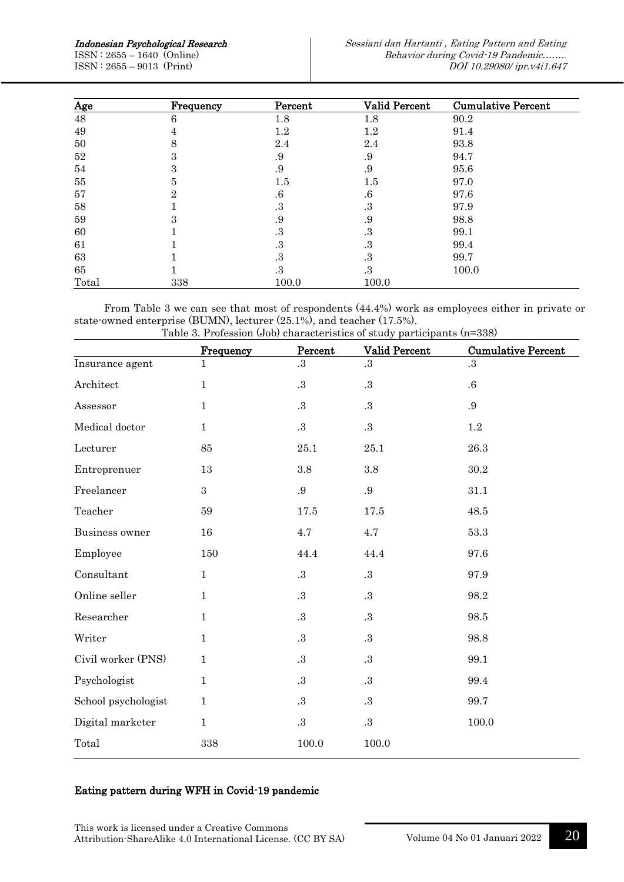| Age | Frequency | Percent | Valid Percent | Cumulative Percent |
|---|---|---|---|---|
| 48 | 6 | 1.8 | 1.8 | 90.2 |
| 49 | 4 | 1.2 | 1.2 | 91.4 |
| 50 | 8 | 2.4 | 2.4 | 93.8 |
| 52 | 3 | .9 | .9 | 94.7 |
| 54 | 3 | .9 | .9 | 95.6 |
| 55 | 5 | 1.5 | 1.5 | 97.0 |
| 57 | 2 | .6 | .6 | 97.6 |
| 58 | 1 | .3 | .3 | 97.9 |
| 59 | 3 | .9 | .9 | 98.8 |
| 60 | 1 | .3 | .3 | 99.1 |
| 61 | 1 | .3 | .3 | 99.4 |
| 63 | 1 | .3 | .3 | 99.7 |
| 65 | 1 | .3 | .3 | 100.0 |
| Total | 338 | 100.0 | 100.0 | |

From Table 3 we can see that most of respondents (44.4%) work as employees either in private or state-owned enterprise (BUMN), lecturer (25.1%), and teacher (17.5%).

Table 3. Profession (Job) characteristics of study participants (n=338)

| | Frequency | Percent | Valid Percent | Cumulative Percent |
|---|---|---|---|---|
| Insurance agent | 1 | .3 | .3 | .3 |
| Architect | 1 | .3 | .3 | .6 |
| Assessor | 1 | .3 | .3 | .9 |
| Medical doctor | 1 | .3 | .3 | 1.2 |
| Lecturer | 85 | 25.1 | 25.1 | 26.3 |
| Entreprenuer | 13 | 3.8 | 3.8 | 30.2 |
| Freelancer | 3 | .9 | .9 | 31.1 |
| Teacher | 59 | 17.5 | 17.5 | 48.5 |
| Business owner | 16 | 4.7 | 4.7 | 53.3 |
| Employee | 150 | 44.4 | 44.4 | 97.6 |
| Consultant | 1 | .3 | .3 | 97.9 |
| Online seller | 1 | .3 | .3 | 98.2 |
| Researcher | 1 | .3 | .3 | 98.5 |
| Writer | 1 | .3 | .3 | 98.8 |
| Civil worker (PNS) | 1 | .3 | .3 | 99.1 |
| Psychologist | 1 | .3 | .3 | 99.4 |
| School psychologist | 1 | .3 | .3 | 99.7 |
| Digital marketer | 1 | .3 | .3 | 100.0 |
| Total | 338 | 100.0 | 100.0 | |

## Eating pattern during WFH in Covid-19 pandemic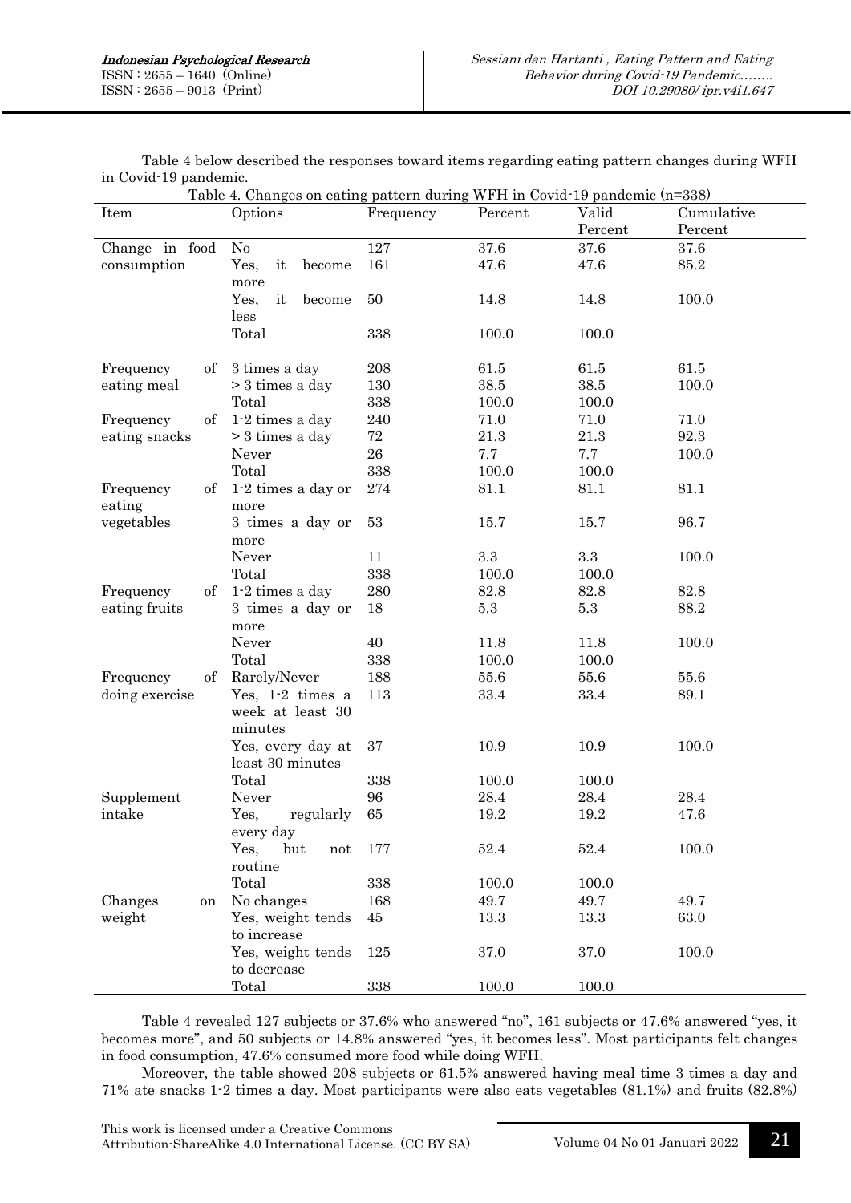Table 4 below described the responses toward items regarding eating pattern changes during WFH in Covid-19 pandemic.

Table 4. Changes on eating pattern during WFH in Covid-19 pandemic (n=338)

| Item | Options | Frequency | Percent | Valid Percent | Cumulative Percent |
|---|---|---|---|---|---|
| Change in food consumption | No | 127 | 37.6 | 37.6 | 37.6 |
| | Yes, it become more | 161 | 47.6 | 47.6 | 85.2 |
| | Yes, it become less | 50 | 14.8 | 14.8 | 100.0 |
| | Total | 338 | 100.0 | 100.0 | |
| Frequency of eating meal | 3 times a day | 208 | 61.5 | 61.5 | 61.5 |
| | > 3 times a day | 130 | 38.5 | 38.5 | 100.0 |
| | Total | 338 | 100.0 | 100.0 | |
| Frequency of eating snacks | 1-2 times a day | 240 | 71.0 | 71.0 | 71.0 |
| | > 3 times a day | 72 | 21.3 | 21.3 | 92.3 |
| | Never | 26 | 7.7 | 7.7 | 100.0 |
| | Total | 338 | 100.0 | 100.0 | |
| Frequency of eating vegetables | 1-2 times a day or more | 274 | 81.1 | 81.1 | 81.1 |
| | 3 times a day or more | 53 | 15.7 | 15.7 | 96.7 |
| | Never | 11 | 3.3 | 3.3 | 100.0 |
| | Total | 338 | 100.0 | 100.0 | |
| Frequency of eating fruits | 1-2 times a day | 280 | 82.8 | 82.8 | 82.8 |
| | 3 times a day or more | 18 | 5.3 | 5.3 | 88.2 |
| | Never | 40 | 11.8 | 11.8 | 100.0 |
| | Total | 338 | 100.0 | 100.0 | |
| Frequency of doing exercise | Rarely/Never | 188 | 55.6 | 55.6 | 55.6 |
| | Yes, 1-2 times a week at least 30 minutes | 113 | 33.4 | 33.4 | 89.1 |
| | Yes, every day at least 30 minutes | 37 | 10.9 | 10.9 | 100.0 |
| | Total | 338 | 100.0 | 100.0 | |
| Supplement intake | Never | 96 | 28.4 | 28.4 | 28.4 |
| | Yes, regularly every day | 65 | 19.2 | 19.2 | 47.6 |
| | Yes, but not routine | 177 | 52.4 | 52.4 | 100.0 |
| | Total | 338 | 100.0 | 100.0 | |
| Changes on weight | No changes | 168 | 49.7 | 49.7 | 49.7 |
| | Yes, weight tends to increase | 45 | 13.3 | 13.3 | 63.0 |
| | Yes, weight tends to decrease | 125 | 37.0 | 37.0 | 100.0 |
| | Total | 338 | 100.0 | 100.0 | |

Table 4 revealed 127 subjects or 37.6% who answered "no", 161 subjects or 47.6% answered "yes, it becomes more", and 50 subjects or 14.8% answered "yes, it becomes less". Most participants felt changes in food consumption, 47.6% consumed more food while doing WFH.

Moreover, the table showed 208 subjects or 61.5% answered having meal time 3 times a day and 71% ate snacks 1-2 times a day. Most participants were also eats vegetables (81.1%) and fruits (82.8%)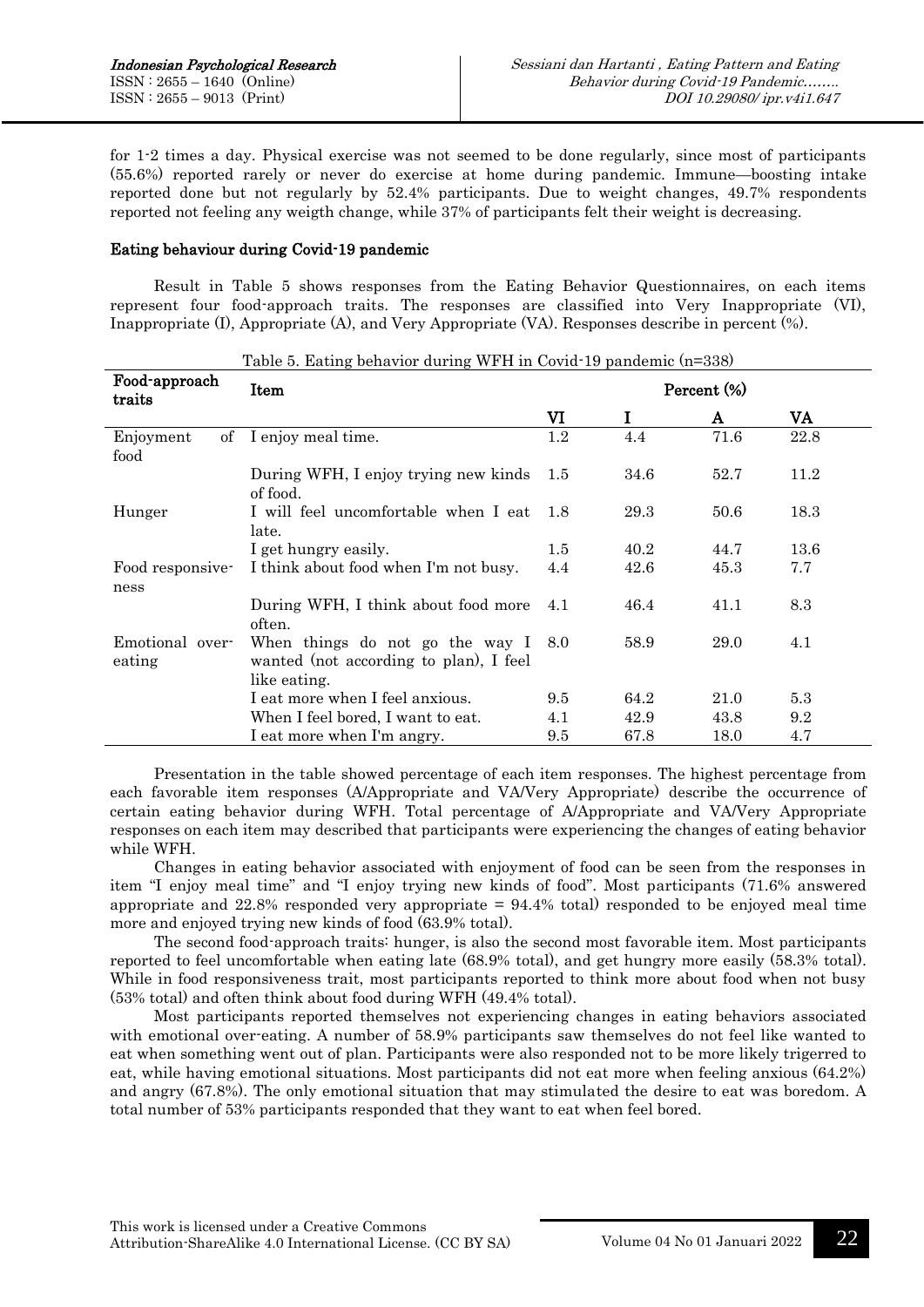for 1-2 times a day. Physical exercise was not seemed to be done regularly, since most of participants (55.6%) reported rarely or never do exercise at home during pandemic. Immune—boosting intake reported done but not regularly by 52.4% participants. Due to weight changes, 49.7% respondents reported not feeling any weigth change, while 37% of participants felt their weight is decreasing.

### Eating behaviour during Covid-19 pandemic

Result in Table 5 shows responses from the Eating Behavior Questionnaires, on each items represent four food-approach traits. The responses are classified into Very Inappropriate (VI), Inappropriate (I), Appropriate (A), and Very Appropriate (VA). Responses describe in percent (%).

Table 5. Eating behavior during WFH in Covid-19 pandemic (n=338)

| Food-approach traits | Item | Percent (%) | | | |
|---|---|---|---|---|---|
| | | VI | I | A | VA |
| Enjoyment of food | I enjoy meal time. | 1.2 | 4.4 | 71.6 | 22.8 |
| | During WFH, I enjoy trying new kinds of food. | 1.5 | 34.6 | 52.7 | 11.2 |
| Hunger | I will feel uncomfortable when I eat late. | 1.8 | 29.3 | 50.6 | 18.3 |
| | I get hungry easily. | 1.5 | 40.2 | 44.7 | 13.6 |
| Food responsive-ness | I think about food when I'm not busy. | 4.4 | 42.6 | 45.3 | 7.7 |
| | During WFH, I think about food more often. | 4.1 | 46.4 | 41.1 | 8.3 |
| Emotional over-eating | When things do not go the way I wanted (not according to plan), I feel like eating. | 8.0 | 58.9 | 29.0 | 4.1 |
| | I eat more when I feel anxious. | 9.5 | 64.2 | 21.0 | 5.3 |
| | When I feel bored, I want to eat. | 4.1 | 42.9 | 43.8 | 9.2 |
| | I eat more when I'm angry. | 9.5 | 67.8 | 18.0 | 4.7 |

Presentation in the table showed percentage of each item responses. The highest percentage from each favorable item responses (A/Appropriate and VA/Very Appropriate) describe the occurrence of certain eating behavior during WFH. Total percentage of A/Appropriate and VA/Very Appropriate responses on each item may described that participants were experiencing the changes of eating behavior while WFH.

Changes in eating behavior associated with enjoyment of food can be seen from the responses in item "I enjoy meal time" and "I enjoy trying new kinds of food". Most participants (71.6% answered appropriate and 22.8% responded very appropriate = 94.4% total) responded to be enjoyed meal time more and enjoyed trying new kinds of food (63.9% total).

The second food-approach traits: hunger, is also the second most favorable item. Most participants reported to feel uncomfortable when eating late (68.9% total), and get hungry more easily (58.3% total). While in food responsiveness trait, most participants reported to think more about food when not busy (53% total) and often think about food during WFH (49.4% total).

Most participants reported themselves not experiencing changes in eating behaviors associated with emotional over-eating. A number of 58.9% participants saw themselves do not feel like wanted to eat when something went out of plan. Participants were also responded not to be more likely trigerred to eat, while having emotional situations. Most participants did not eat more when feeling anxious (64.2%) and angry (67.8%). The only emotional situation that may stimulated the desire to eat was boredom. A total number of 53% participants responded that they want to eat when feel bored.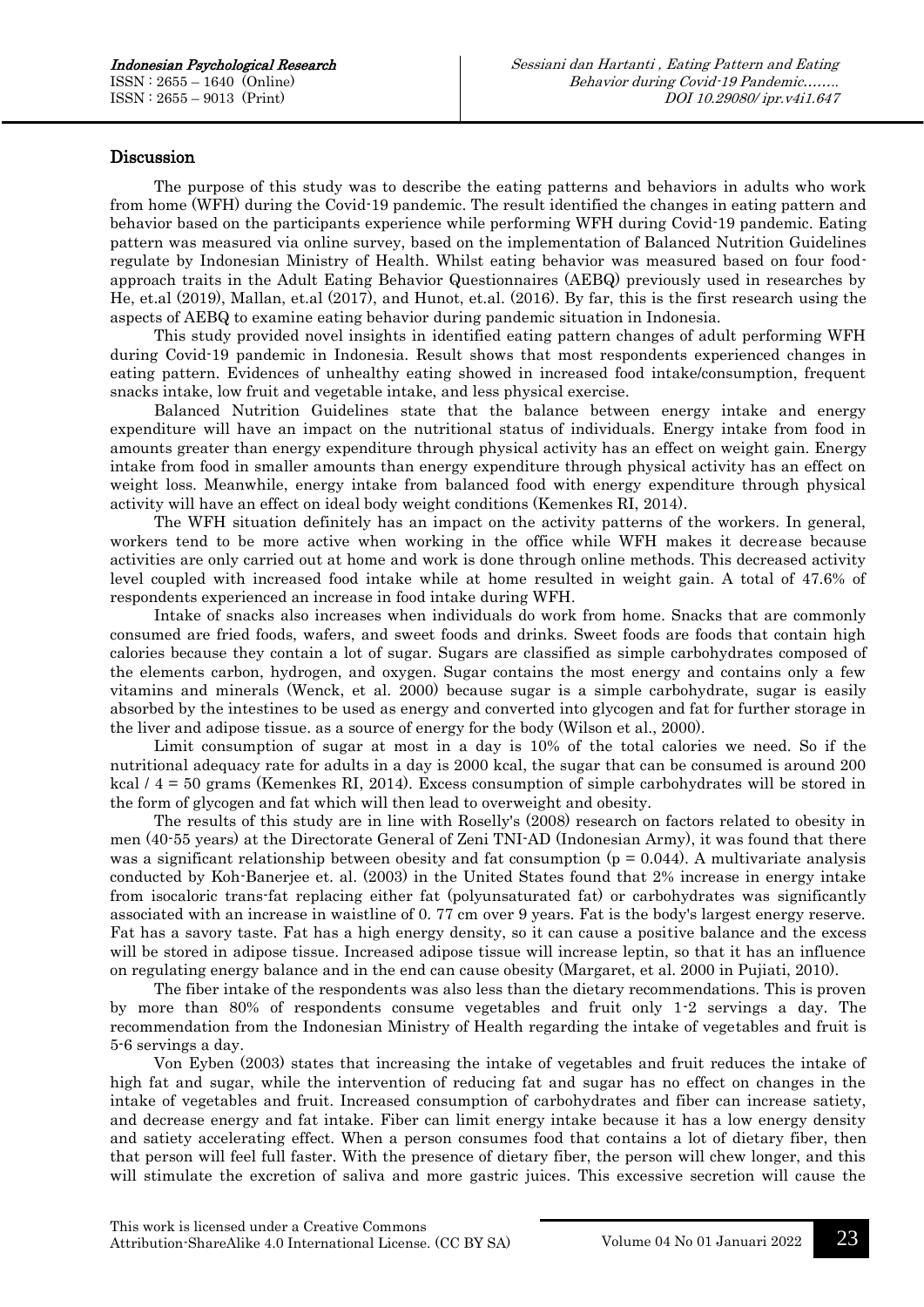## Discussion

The purpose of this study was to describe the eating patterns and behaviors in adults who work from home (WFH) during the Covid-19 pandemic. The result identified the changes in eating pattern and behavior based on the participants experience while performing WFH during Covid-19 pandemic. Eating pattern was measured via online survey, based on the implementation of Balanced Nutrition Guidelines regulate by Indonesian Ministry of Health. Whilst eating behavior was measured based on four food-approach traits in the Adult Eating Behavior Questionnaires (AEBQ) previously used in researches by He, et.al (2019), Mallan, et.al (2017), and Hunot, et.al. (2016). By far, this is the first research using the aspects of AEBQ to examine eating behavior during pandemic situation in Indonesia.

This study provided novel insights in identified eating pattern changes of adult performing WFH during Covid-19 pandemic in Indonesia. Result shows that most respondents experienced changes in eating pattern. Evidences of unhealthy eating showed in increased food intake/consumption, frequent snacks intake, low fruit and vegetable intake, and less physical exercise.

Balanced Nutrition Guidelines state that the balance between energy intake and energy expenditure will have an impact on the nutritional status of individuals. Energy intake from food in amounts greater than energy expenditure through physical activity has an effect on weight gain. Energy intake from food in smaller amounts than energy expenditure through physical activity has an effect on weight loss. Meanwhile, energy intake from balanced food with energy expenditure through physical activity will have an effect on ideal body weight conditions (Kemenkes RI, 2014).

The WFH situation definitely has an impact on the activity patterns of the workers. In general, workers tend to be more active when working in the office while WFH makes it decrease because activities are only carried out at home and work is done through online methods. This decreased activity level coupled with increased food intake while at home resulted in weight gain. A total of 47.6% of respondents experienced an increase in food intake during WFH.

Intake of snacks also increases when individuals do work from home. Snacks that are commonly consumed are fried foods, wafers, and sweet foods and drinks. Sweet foods are foods that contain high calories because they contain a lot of sugar. Sugars are classified as simple carbohydrates composed of the elements carbon, hydrogen, and oxygen. Sugar contains the most energy and contains only a few vitamins and minerals (Wenck, et al. 2000) because sugar is a simple carbohydrate, sugar is easily absorbed by the intestines to be used as energy and converted into glycogen and fat for further storage in the liver and adipose tissue. as a source of energy for the body (Wilson et al., 2000).

Limit consumption of sugar at most in a day is 10% of the total calories we need. So if the nutritional adequacy rate for adults in a day is 2000 kcal, the sugar that can be consumed is around 200 kcal / 4 = 50 grams (Kemenkes RI, 2014). Excess consumption of simple carbohydrates will be stored in the form of glycogen and fat which will then lead to overweight and obesity.

The results of this study are in line with Roselly's (2008) research on factors related to obesity in men (40-55 years) at the Directorate General of Zeni TNI-AD (Indonesian Army), it was found that there was a significant relationship between obesity and fat consumption ($p = 0.044$). A multivariate analysis conducted by Koh-Banerjee et. al. (2003) in the United States found that 2% increase in energy intake from isocaloric trans-fat replacing either fat (polyunsaturated fat) or carbohydrates was significantly associated with an increase in waistline of 0. 77 cm over 9 years. Fat is the body's largest energy reserve. Fat has a savory taste. Fat has a high energy density, so it can cause a positive balance and the excess will be stored in adipose tissue. Increased adipose tissue will increase leptin, so that it has an influence on regulating energy balance and in the end can cause obesity (Margaret, et al. 2000 in Pujiati, 2010).

The fiber intake of the respondents was also less than the dietary recommendations. This is proven by more than 80% of respondents consume vegetables and fruit only 1-2 servings a day. The recommendation from the Indonesian Ministry of Health regarding the intake of vegetables and fruit is 5-6 servings a day.

Von Eyben (2003) states that increasing the intake of vegetables and fruit reduces the intake of high fat and sugar, while the intervention of reducing fat and sugar has no effect on changes in the intake of vegetables and fruit. Increased consumption of carbohydrates and fiber can increase satiety, and decrease energy and fat intake. Fiber can limit energy intake because it has a low energy density and satiety accelerating effect. When a person consumes food that contains a lot of dietary fiber, then that person will feel full faster. With the presence of dietary fiber, the person will chew longer, and this will stimulate the excretion of saliva and more gastric juices. This excessive secretion will cause the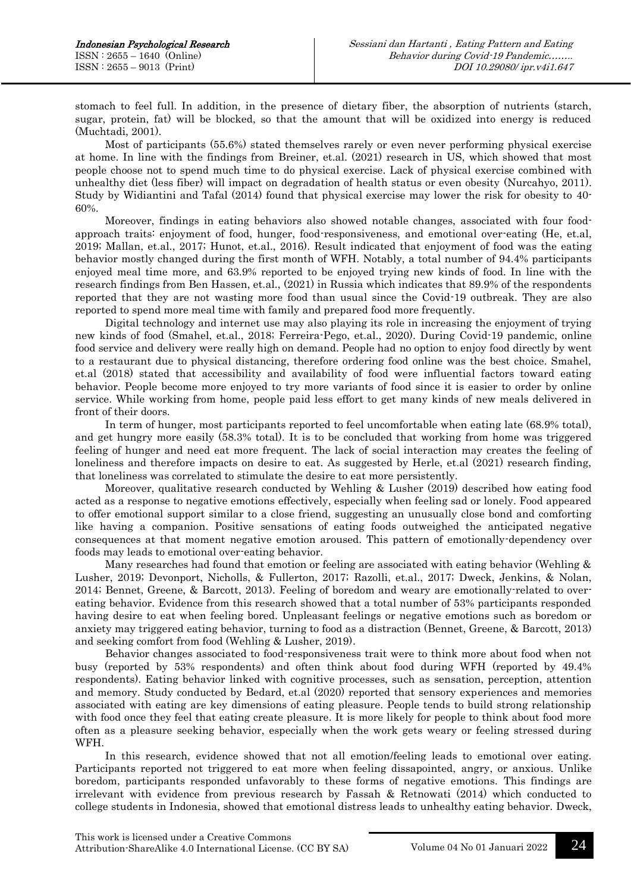stomach to feel full. In addition, in the presence of dietary fiber, the absorption of nutrients (starch, sugar, protein, fat) will be blocked, so that the amount that will be oxidized into energy is reduced (Muchtadi, 2001).

Most of participants (55.6%) stated themselves rarely or even never performing physical exercise at home. In line with the findings from Breiner, et.al. (2021) research in US, which showed that most people choose not to spend much time to do physical exercise. Lack of physical exercise combined with unhealthy diet (less fiber) will impact on degradation of health status or even obesity (Nurcahyo, 2011). Study by Widiantini and Tafal (2014) found that physical exercise may lower the risk for obesity to 40-60%.

Moreover, findings in eating behaviors also showed notable changes, associated with four food-approach traits: enjoyment of food, hunger, food-responsiveness, and emotional over-eating (He, et.al, 2019; Mallan, et.al., 2017; Hunot, et.al., 2016). Result indicated that enjoyment of food was the eating behavior mostly changed during the first month of WFH. Notably, a total number of 94.4% participants enjoyed meal time more, and 63.9% reported to be enjoyed trying new kinds of food. In line with the research findings from Ben Hassen, et.al., (2021) in Russia which indicates that 89.9% of the respondents reported that they are not wasting more food than usual since the Covid-19 outbreak. They are also reported to spend more meal time with family and prepared food more frequently.

Digital technology and internet use may also playing its role in increasing the enjoyment of trying new kinds of food (Smahel, et.al., 2018; Ferreira-Pego, et.al., 2020). During Covid-19 pandemic, online food service and delivery were really high on demand. People had no option to enjoy food directly by went to a restaurant due to physical distancing, therefore ordering food online was the best choice. Smahel, et.al (2018) stated that accessibility and availability of food were influential factors toward eating behavior. People become more enjoyed to try more variants of food since it is easier to order by online service. While working from home, people paid less effort to get many kinds of new meals delivered in front of their doors.

In term of hunger, most participants reported to feel uncomfortable when eating late (68.9% total), and get hungry more easily (58.3% total). It is to be concluded that working from home was triggered feeling of hunger and need eat more frequent. The lack of social interaction may creates the feeling of loneliness and therefore impacts on desire to eat. As suggested by Herle, et.al (2021) research finding, that loneliness was correlated to stimulate the desire to eat more persistently.

Moreover, qualitative research conducted by Wehling & Lusher (2019) described how eating food acted as a response to negative emotions effectively, especially when feeling sad or lonely. Food appeared to offer emotional support similar to a close friend, suggesting an unusually close bond and comforting like having a companion. Positive sensations of eating foods outweighed the anticipated negative consequences at that moment negative emotion aroused. This pattern of emotionally-dependency over foods may leads to emotional over-eating behavior.

Many researches had found that emotion or feeling are associated with eating behavior (Wehling & Lusher, 2019; Devonport, Nicholls, & Fullerton, 2017; Razolli, et.al., 2017; Dweck, Jenkins, & Nolan, 2014; Bennet, Greene, & Barcott, 2013). Feeling of boredom and weary are emotionally-related to over-eating behavior. Evidence from this research showed that a total number of 53% participants responded having desire to eat when feeling bored. Unpleasant feelings or negative emotions such as boredom or anxiety may triggered eating behavior, turning to food as a distraction (Bennet, Greene, & Barcott, 2013) and seeking comfort from food (Wehling & Lusher, 2019).

Behavior changes associated to food-responsiveness trait were to think more about food when not busy (reported by 53% respondents) and often think about food during WFH (reported by 49.4% respondents). Eating behavior linked with cognitive processes, such as sensation, perception, attention and memory. Study conducted by Bedard, et.al (2020) reported that sensory experiences and memories associated with eating are key dimensions of eating pleasure. People tends to build strong relationship with food once they feel that eating create pleasure. It is more likely for people to think about food more often as a pleasure seeking behavior, especially when the work gets weary or feeling stressed during WFH.

In this research, evidence showed that not all emotion/feeling leads to emotional over eating. Participants reported not triggered to eat more when feeling dissapointed, angry, or anxious. Unlike boredom, participants responded unfavorably to these forms of negative emotions. This findings are irrelevant with evidence from previous research by Fassah & Retnowati (2014) which conducted to college students in Indonesia, showed that emotional distress leads to unhealthy eating behavior. Dweck,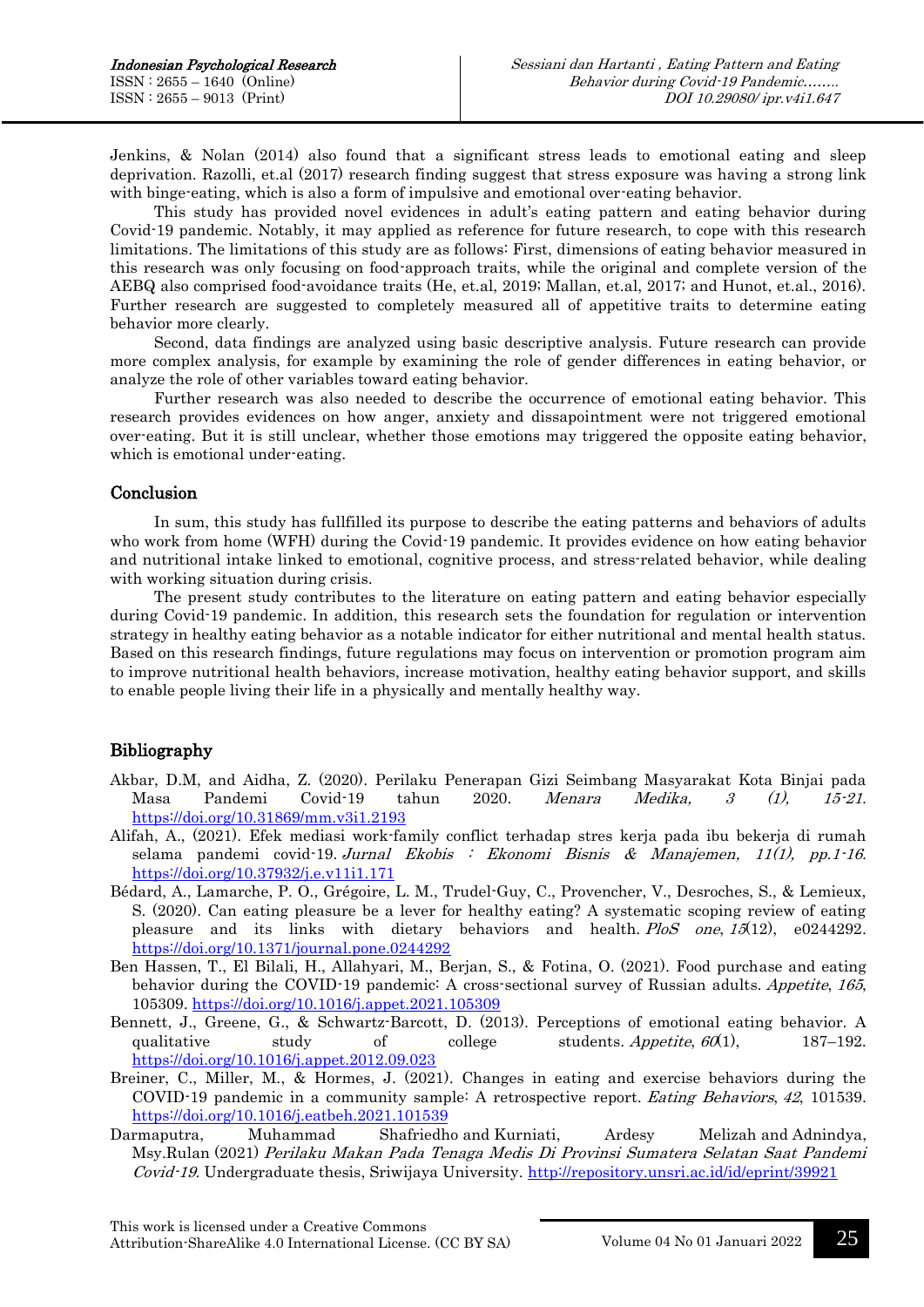Jenkins, & Nolan (2014) also found that a significant stress leads to emotional eating and sleep deprivation. Razolli, et.al (2017) research finding suggest that stress exposure was having a strong link with binge-eating, which is also a form of impulsive and emotional over-eating behavior.

This study has provided novel evidences in adult's eating pattern and eating behavior during Covid-19 pandemic. Notably, it may applied as reference for future research, to cope with this research limitations. The limitations of this study are as follows: First, dimensions of eating behavior measured in this research was only focusing on food-approach traits, while the original and complete version of the AEBQ also comprised food-avoidance traits (He, et.al, 2019; Mallan, et.al, 2017; and Hunot, et.al., 2016). Further research are suggested to completely measured all of appetitive traits to determine eating behavior more clearly.

Second, data findings are analyzed using basic descriptive analysis. Future research can provide more complex analysis, for example by examining the role of gender differences in eating behavior, or analyze the role of other variables toward eating behavior.

Further research was also needed to describe the occurrence of emotional eating behavior. This research provides evidences on how anger, anxiety and dissapointment were not triggered emotional over-eating. But it is still unclear, whether those emotions may triggered the opposite eating behavior, which is emotional under-eating.

## Conclusion

In sum, this study has fullfilled its purpose to describe the eating patterns and behaviors of adults who work from home (WFH) during the Covid-19 pandemic. It provides evidence on how eating behavior and nutritional intake linked to emotional, cognitive process, and stress-related behavior, while dealing with working situation during crisis.

The present study contributes to the literature on eating pattern and eating behavior especially during Covid-19 pandemic. In addition, this research sets the foundation for regulation or intervention strategy in healthy eating behavior as a notable indicator for either nutritional and mental health status. Based on this research findings, future regulations may focus on intervention or promotion program aim to improve nutritional health behaviors, increase motivation, healthy eating behavior support, and skills to enable people living their life in a physically and mentally healthy way.

## Bibliography

Akbar, D.M, and Aidha, Z. (2020). Perilaku Penerapan Gizi Seimbang Masyarakat Kota Binjai pada Masa Pandemi Covid-19 tahun 2020. *Menara Medika, 3 (1), 15-21.* https://doi.org/10.31869/mm.v3i1.2193

Alifah, A., (2021). Efek mediasi work-family conflict terhadap stres kerja pada ibu bekerja di rumah selama pandemi covid-19. *Jurnal Ekobis : Ekonomi Bisnis & Manajemen, 11(1), pp.1-16.* https://doi.org/10.37932/j.e.v11i1.171

Bédard, A., Lamarche, P. O., Grégoire, L. M., Trudel-Guy, C., Provencher, V., Desroches, S., & Lemieux, S. (2020). Can eating pleasure be a lever for healthy eating? A systematic scoping review of eating pleasure and its links with dietary behaviors and health. *PloS one*, *15*(12), e0244292. https://doi.org/10.1371/journal.pone.0244292

Ben Hassen, T., El Bilali, H., Allahyari, M., Berjan, S., & Fotina, O. (2021). Food purchase and eating behavior during the COVID-19 pandemic: A cross-sectional survey of Russian adults. *Appetite*, *165*, 105309. https://doi.org/10.1016/j.appet.2021.105309

Bennett, J., Greene, G., & Schwartz-Barcott, D. (2013). Perceptions of emotional eating behavior. A qualitative study of college students. *Appetite*, *60*(1), 187–192. https://doi.org/10.1016/j.appet.2012.09.023

Breiner, C., Miller, M., & Hormes, J. (2021). Changes in eating and exercise behaviors during the COVID-19 pandemic in a community sample: A retrospective report. *Eating Behaviors*, *42*, 101539. https://doi.org/10.1016/j.eatbeh.2021.101539

Darmaputra, Muhammad Shafriedho and Kurniati, Ardesy Melizah and Adnindya, Msy.Rulan (2021) *Perilaku Makan Pada Tenaga Medis Di Provinsi Sumatera Selatan Saat Pandemi Covid-19.* Undergraduate thesis, Sriwijaya University. http://repository.unsri.ac.id/id/eprint/39921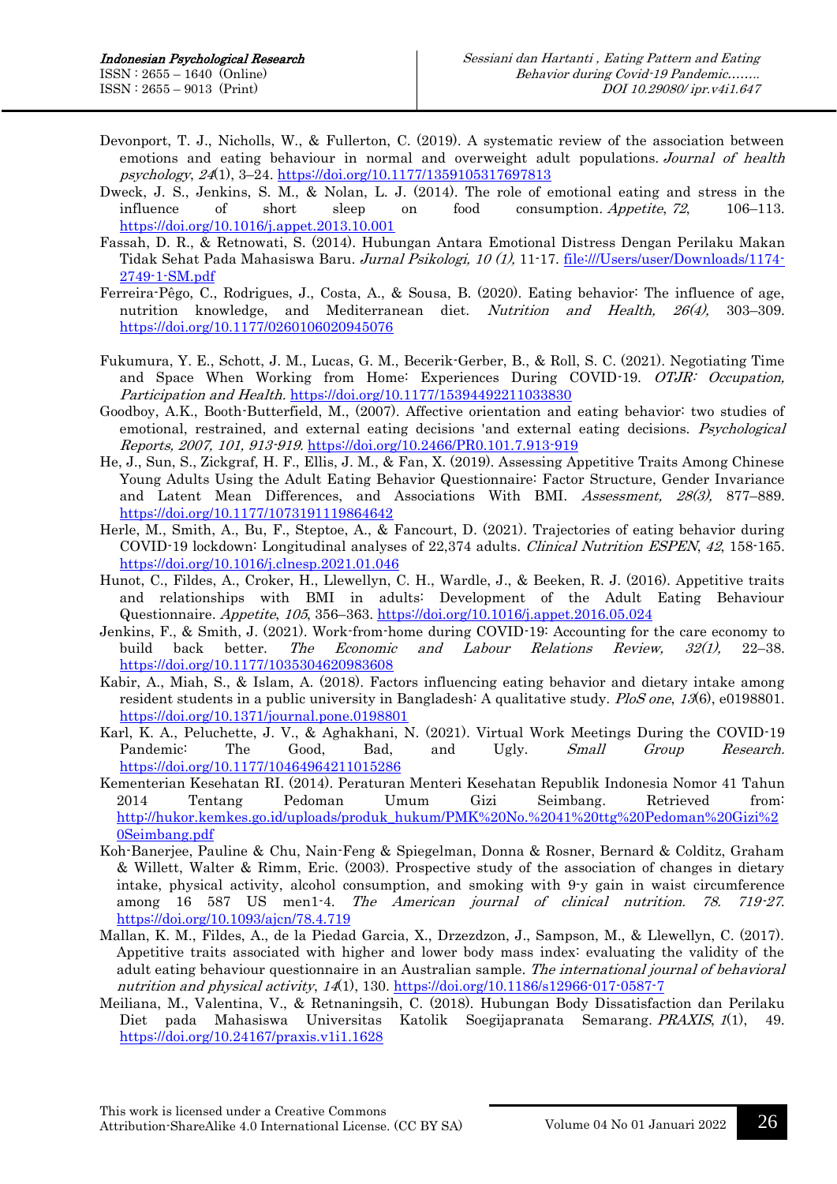Devonport, T. J., Nicholls, W., & Fullerton, C. (2019). A systematic review of the association between emotions and eating behaviour in normal and overweight adult populations. *Journal of health psychology*, *24*(1), 3–24. https://doi.org/10.1177/1359105317697813

Dweck, J. S., Jenkins, S. M., & Nolan, L. J. (2014). The role of emotional eating and stress in the influence of short sleep on food consumption. *Appetite*, *72*, 106–113. https://doi.org/10.1016/j.appet.2013.10.001

Fassah, D. R., & Retnowati, S. (2014). Hubungan Antara Emotional Distress Dengan Perilaku Makan Tidak Sehat Pada Mahasiswa Baru. *Jurnal Psikologi, 10 (1),* 11-17. file:///Users/user/Downloads/1174-2749-1-SM.pdf

Ferreira-Pêgo, C., Rodrigues, J., Costa, A., & Sousa, B. (2020). Eating behavior: The influence of age, nutrition knowledge, and Mediterranean diet. *Nutrition and Health, 26(4),* 303–309. https://doi.org/10.1177/0260106020945076

Fukumura, Y. E., Schott, J. M., Lucas, G. M., Becerik-Gerber, B., & Roll, S. C. (2021). Negotiating Time and Space When Working from Home: Experiences During COVID-19. *OTJR: Occupation, Participation and Health.* https://doi.org/10.1177/15394492211033830

Goodboy, A.K., Booth-Butterfield, M., (2007). Affective orientation and eating behavior: two studies of emotional, restrained, and external eating decisions 'and external eating decisions. *Psychological Reports, 2007, 101, 913-919.* https://doi.org/10.2466/PR0.101.7.913-919

He, J., Sun, S., Zickgraf, H. F., Ellis, J. M., & Fan, X. (2019). Assessing Appetitive Traits Among Chinese Young Adults Using the Adult Eating Behavior Questionnaire: Factor Structure, Gender Invariance and Latent Mean Differences, and Associations With BMI. *Assessment, 28(3),* 877–889. https://doi.org/10.1177/1073191119864642

Herle, M., Smith, A., Bu, F., Steptoe, A., & Fancourt, D. (2021). Trajectories of eating behavior during COVID-19 lockdown: Longitudinal analyses of 22,374 adults. *Clinical Nutrition ESPEN*, *42*, 158-165. https://doi.org/10.1016/j.clnesp.2021.01.046

Hunot, C., Fildes, A., Croker, H., Llewellyn, C. H., Wardle, J., & Beeken, R. J. (2016). Appetitive traits and relationships with BMI in adults: Development of the Adult Eating Behaviour Questionnaire. *Appetite*, *105*, 356–363. https://doi.org/10.1016/j.appet.2016.05.024

Jenkins, F., & Smith, J. (2021). Work-from-home during COVID-19: Accounting for the care economy to build back better. *The Economic and Labour Relations Review, 32(1),* 22–38. https://doi.org/10.1177/1035304620983608

Kabir, A., Miah, S., & Islam, A. (2018). Factors influencing eating behavior and dietary intake among resident students in a public university in Bangladesh: A qualitative study. *PloS one*, *13*(6), e0198801. https://doi.org/10.1371/journal.pone.0198801

Karl, K. A., Peluchette, J. V., & Aghakhani, N. (2021). Virtual Work Meetings During the COVID-19 Pandemic: The Good, Bad, and Ugly. *Small Group Research.* https://doi.org/10.1177/10464964211015286

Kementerian Kesehatan RI. (2014). Peraturan Menteri Kesehatan Republik Indonesia Nomor 41 Tahun 2014 Tentang Pedoman Umum Gizi Seimbang. Retrieved from: http://hukor.kemkes.go.id/uploads/produk_hukum/PMK%20No.%2041%20ttg%20Pedoman%20Gizi%20Seimbang.pdf

Koh-Banerjee, Pauline & Chu, Nain-Feng & Spiegelman, Donna & Rosner, Bernard & Colditz, Graham & Willett, Walter & Rimm, Eric. (2003). Prospective study of the association of changes in dietary intake, physical activity, alcohol consumption, and smoking with 9-y gain in waist circumference among 16 587 US men1-4. *The American journal of clinical nutrition. 78. 719-27.* https://doi.org/10.1093/ajcn/78.4.719

Mallan, K. M., Fildes, A., de la Piedad Garcia, X., Drzezdzon, J., Sampson, M., & Llewellyn, C. (2017). Appetitive traits associated with higher and lower body mass index: evaluating the validity of the adult eating behaviour questionnaire in an Australian sample. *The international journal of behavioral nutrition and physical activity*, *14*(1), 130. https://doi.org/10.1186/s12966-017-0587-7

Meiliana, M., Valentina, V., & Retnaningsih, C. (2018). Hubungan Body Dissatisfaction dan Perilaku Diet pada Mahasiswa Universitas Katolik Soegijapranata Semarang. *PRAXIS*, *1*(1), 49. https://doi.org/10.24167/praxis.v1i1.1628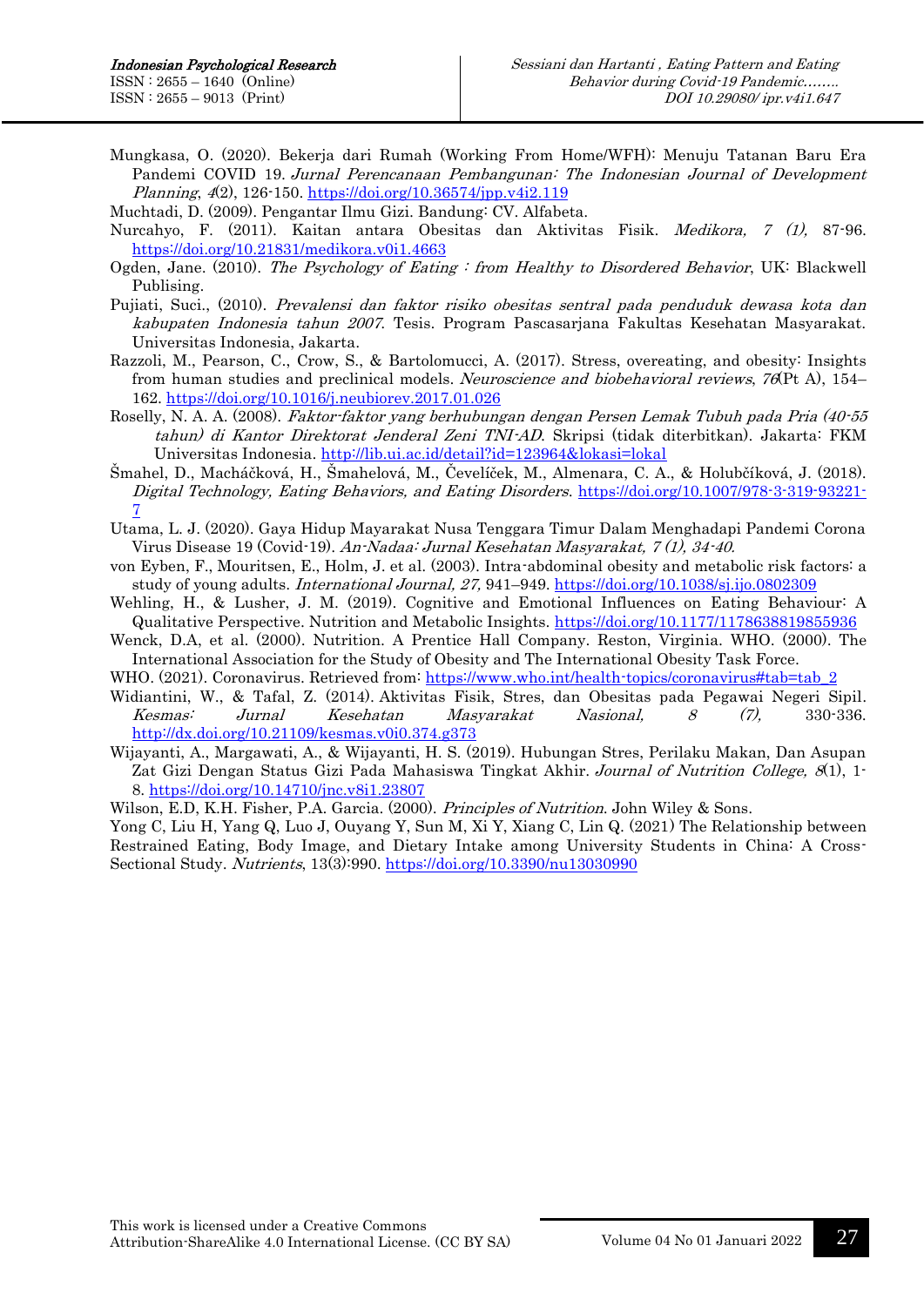Mungkasa, O. (2020). Bekerja dari Rumah (Working From Home/WFH): Menuju Tatanan Baru Era Pandemi COVID 19. *Jurnal Perencanaan Pembangunan: The Indonesian Journal of Development Planning*, *4*(2), 126-150. https://doi.org/10.36574/jpp.v4i2.119

Muchtadi, D. (2009). Pengantar Ilmu Gizi. Bandung: CV. Alfabeta.

Nurcahyo, F. (2011). Kaitan antara Obesitas dan Aktivitas Fisik. *Medikora, 7 (1),* 87-96. https://doi.org/10.21831/medikora.v0i1.4663

Ogden, Jane. (2010). *The Psychology of Eating : from Healthy to Disordered Behavior*, UK: Blackwell Publising.

Pujiati, Suci., (2010). *Prevalensi dan faktor risiko obesitas sentral pada penduduk dewasa kota dan kabupaten Indonesia tahun 2007*. Tesis. Program Pascasarjana Fakultas Kesehatan Masyarakat. Universitas Indonesia, Jakarta.

Razzoli, M., Pearson, C., Crow, S., & Bartolomucci, A. (2017). Stress, overeating, and obesity: Insights from human studies and preclinical models. *Neuroscience and biobehavioral reviews*, *76*(Pt A), 154–162. https://doi.org/10.1016/j.neubiorev.2017.01.026

Roselly, N. A. A. (2008). *Faktor-faktor yang berhubungan dengan Persen Lemak Tubuh pada Pria (40-55 tahun) di Kantor Direktorat Jenderal Zeni TNI-AD*. Skripsi (tidak diterbitkan). Jakarta: FKM Universitas Indonesia. http://lib.ui.ac.id/detail?id=123964&lokasi=lokal

Šmahel, D., Macháčková, H., Šmahelová, M., Čevelíček, M., Almenara, C. A., & Holubčíková, J. (2018). *Digital Technology, Eating Behaviors, and Eating Disorders*. https://doi.org/10.1007/978-3-319-93221-7

Utama, L. J. (2020). Gaya Hidup Mayarakat Nusa Tenggara Timur Dalam Menghadapi Pandemi Corona Virus Disease 19 (Covid-19). *An-Nadaa: Jurnal Kesehatan Masyarakat, 7 (1), 34-40.*

von Eyben, F., Mouritsen, E., Holm, J. et al. (2003). Intra-abdominal obesity and metabolic risk factors: a study of young adults. *International Journal, 27,* 941–949. https://doi.org/10.1038/sj.ijo.0802309

Wehling, H., & Lusher, J. M. (2019). Cognitive and Emotional Influences on Eating Behaviour: A Qualitative Perspective. Nutrition and Metabolic Insights. https://doi.org/10.1177/1178638819855936

Wenck, D.A, et al. (2000). Nutrition. A Prentice Hall Company. Reston, Virginia. WHO. (2000). The International Association for the Study of Obesity and The International Obesity Task Force.

WHO. (2021). Coronavirus. Retrieved from: https://www.who.int/health-topics/coronavirus#tab=tab_2

Widiantini, W., & Tafal, Z. (2014). Aktivitas Fisik, Stres, dan Obesitas pada Pegawai Negeri Sipil. *Kesmas: Jurnal Kesehatan Masyarakat Nasional, 8 (7),* 330-336. http://dx.doi.org/10.21109/kesmas.v0i0.374.g373

Wijayanti, A., Margawati, A., & Wijayanti, H. S. (2019). Hubungan Stres, Perilaku Makan, Dan Asupan Zat Gizi Dengan Status Gizi Pada Mahasiswa Tingkat Akhir. *Journal of Nutrition College*, *8*(1), 1-8. https://doi.org/10.14710/jnc.v8i1.23807

Wilson, E.D, K.H. Fisher, P.A. Garcia. (2000). *Principles of Nutrition*. John Wiley & Sons.

Yong C, Liu H, Yang Q, Luo J, Ouyang Y, Sun M, Xi Y, Xiang C, Lin Q. (2021) The Relationship between Restrained Eating, Body Image, and Dietary Intake among University Students in China: A Cross-Sectional Study. *Nutrients*, 13(3):990. https://doi.org/10.3390/nu13030990

This work is licensed under a Creative Commons Attribution-ShareAlike 4.0 International License. (CC BY SA)